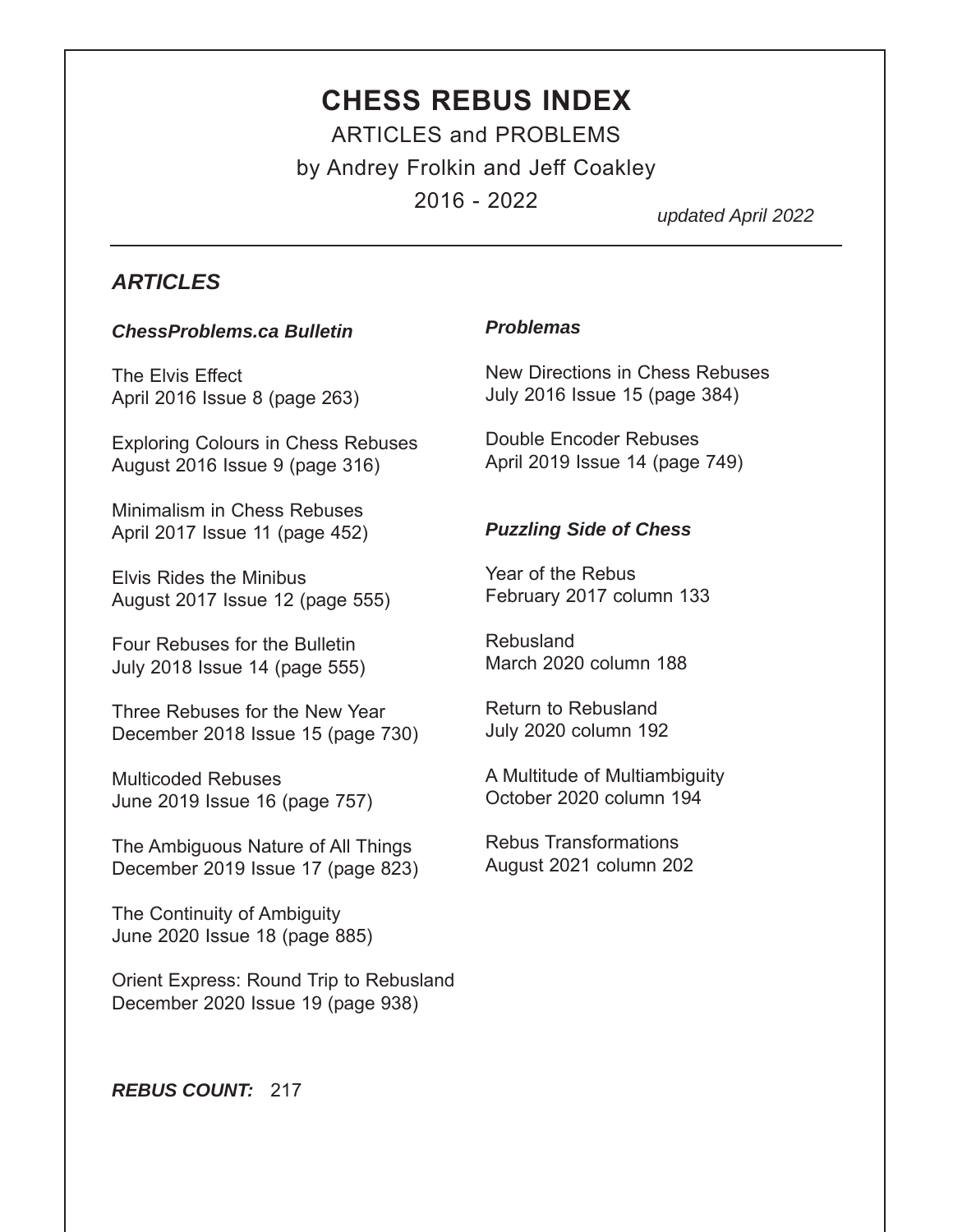# CHESS REBUS INDEX

ARTICLES and PROBLEMS

by Andrey Frolkin and Jeff Coakley

2016 - 2022

*updated April 2022*

---

## *ARTICLES*

### *ChessProblems.ca Bulletin*

The Elvis Effect
April 2016 Issue 8 (page 263)

Exploring Colours in Chess Rebuses
August 2016 Issue 9 (page 316)

Minimalism in Chess Rebuses
April 2017 Issue 11 (page 452)

Elvis Rides the Minibus
August 2017 Issue 12 (page 555)

Four Rebuses for the Bulletin
July 2018 Issue 14 (page 555)

Three Rebuses for the New Year
December 2018 Issue 15 (page 730)

Multicoded Rebuses
June 2019 Issue 16 (page 757)

The Ambiguous Nature of All Things
December 2019 Issue 17 (page 823)

The Continuity of Ambiguity
June 2020 Issue 18 (page 885)

Orient Express: Round Trip to Rebusland
December 2020 Issue 19 (page 938)

### *Problemas*

New Directions in Chess Rebuses
July 2016 Issue 15 (page 384)

Double Encoder Rebuses
April 2019 Issue 14 (page 749)

### *Puzzling Side of Chess*

Year of the Rebus
February 2017 column 133

Rebusland
March 2020 column 188

Return to Rebusland
July 2020 column 192

A Multitude of Multiambiguity
October 2020 column 194

Rebus Transformations
August 2021 column 202

***REBUS COUNT:*** 217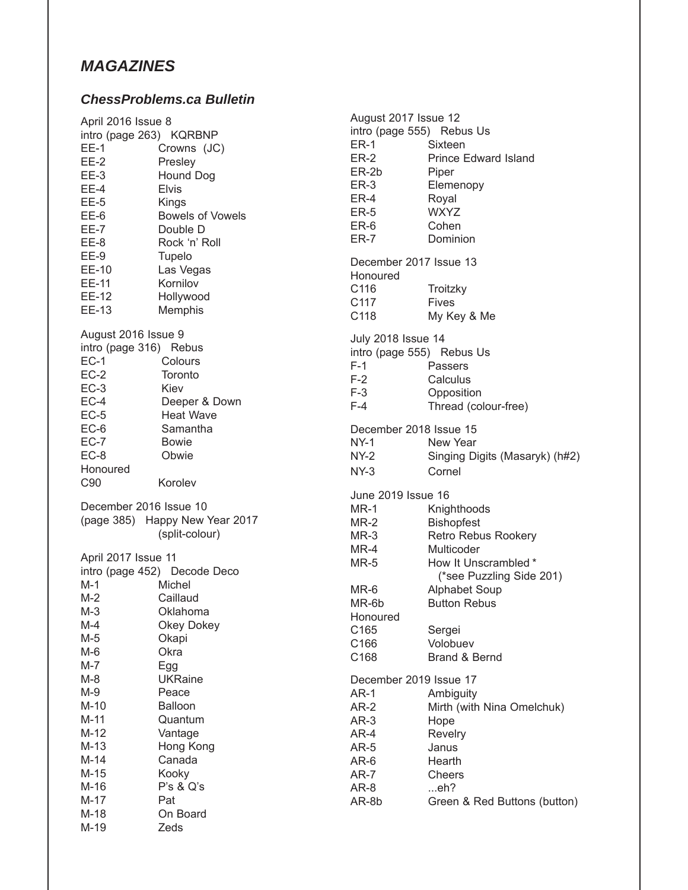## *MAGAZINES*

### *ChessProblems.ca Bulletin*

April 2016 Issue 8
intro (page 263) KQRBNP

| | |
|---|---|
| EE-1 | Crowns (JC) |
| EE-2 | Presley |
| EE-3 | Hound Dog |
| EE-4 | Elvis |
| EE-5 | Kings |
| EE-6 | Bowels of Vowels |
| EE-7 | Double D |
| EE-8 | Rock 'n' Roll |
| EE-9 | Tupelo |
| EE-10 | Las Vegas |
| EE-11 | Kornilov |
| EE-12 | Hollywood |
| EE-13 | Memphis |

August 2016 Issue 9
intro (page 316) Rebus

| | |
|---|---|
| EC-1 | Colours |
| EC-2 | Toronto |
| EC-3 | Kiev |
| EC-4 | Deeper & Down |
| EC-5 | Heat Wave |
| EC-6 | Samantha |
| EC-7 | Bowie |
| EC-8 | Obwie |
| Honoured | |
| C90 | Korolev |

December 2016 Issue 10
(page 385) Happy New Year 2017
(split-colour)

April 2017 Issue 11
intro (page 452) Decode Deco

| | |
|---|---|
| M-1 | Michel |
| M-2 | Caillaud |
| M-3 | Oklahoma |
| M-4 | Okey Dokey |
| M-5 | Okapi |
| M-6 | Okra |
| M-7 | Egg |
| M-8 | UKRaine |
| M-9 | Peace |
| M-10 | Balloon |
| M-11 | Quantum |
| M-12 | Vantage |
| M-13 | Hong Kong |
| M-14 | Canada |
| M-15 | Kooky |
| M-16 | P's & Q's |
| M-17 | Pat |
| M-18 | On Board |
| M-19 | Zeds |

August 2017 Issue 12
intro (page 555) Rebus Us

| | |
|---|---|
| ER-1 | Sixteen |
| ER-2 | Prince Edward Island |
| ER-2b | Piper |
| ER-3 | Elemenopy |
| ER-4 | Royal |
| ER-5 | WXYZ |
| ER-6 | Cohen |
| ER-7 | Dominion |

December 2017 Issue 13
Honoured

| | |
|---|---|
| C116 | Troitzky |
| C117 | Fives |
| C118 | My Key & Me |

July 2018 Issue 14
intro (page 555) Rebus Us

| | |
|---|---|
| F-1 | Passers |
| F-2 | Calculus |
| F-3 | Opposition |
| F-4 | Thread (colour-free) |

December 2018 Issue 15

| | |
|---|---|
| NY-1 | New Year |
| NY-2 | Singing Digits (Masaryk) (h#2) |
| NY-3 | Cornel |

June 2019 Issue 16

| | |
|---|---|
| MR-1 | Knighthoods |
| MR-2 | Bishopfest |
| MR-3 | Retro Rebus Rookery |
| MR-4 | Multicoder |
| MR-5 | How It Unscrambled * (*see Puzzling Side 201) |
| MR-6 | Alphabet Soup |
| MR-6b | Button Rebus |
| Honoured | |
| C165 | Sergei |
| C166 | Volobuev |
| C168 | Brand & Bernd |

December 2019 Issue 17

| | |
|---|---|
| AR-1 | Ambiguity |
| AR-2 | Mirth (with Nina Omelchuk) |
| AR-3 | Hope |
| AR-4 | Revelry |
| AR-5 | Janus |
| AR-6 | Hearth |
| AR-7 | Cheers |
| AR-8 | ...eh? |
| AR-8b | Green & Red Buttons (button) |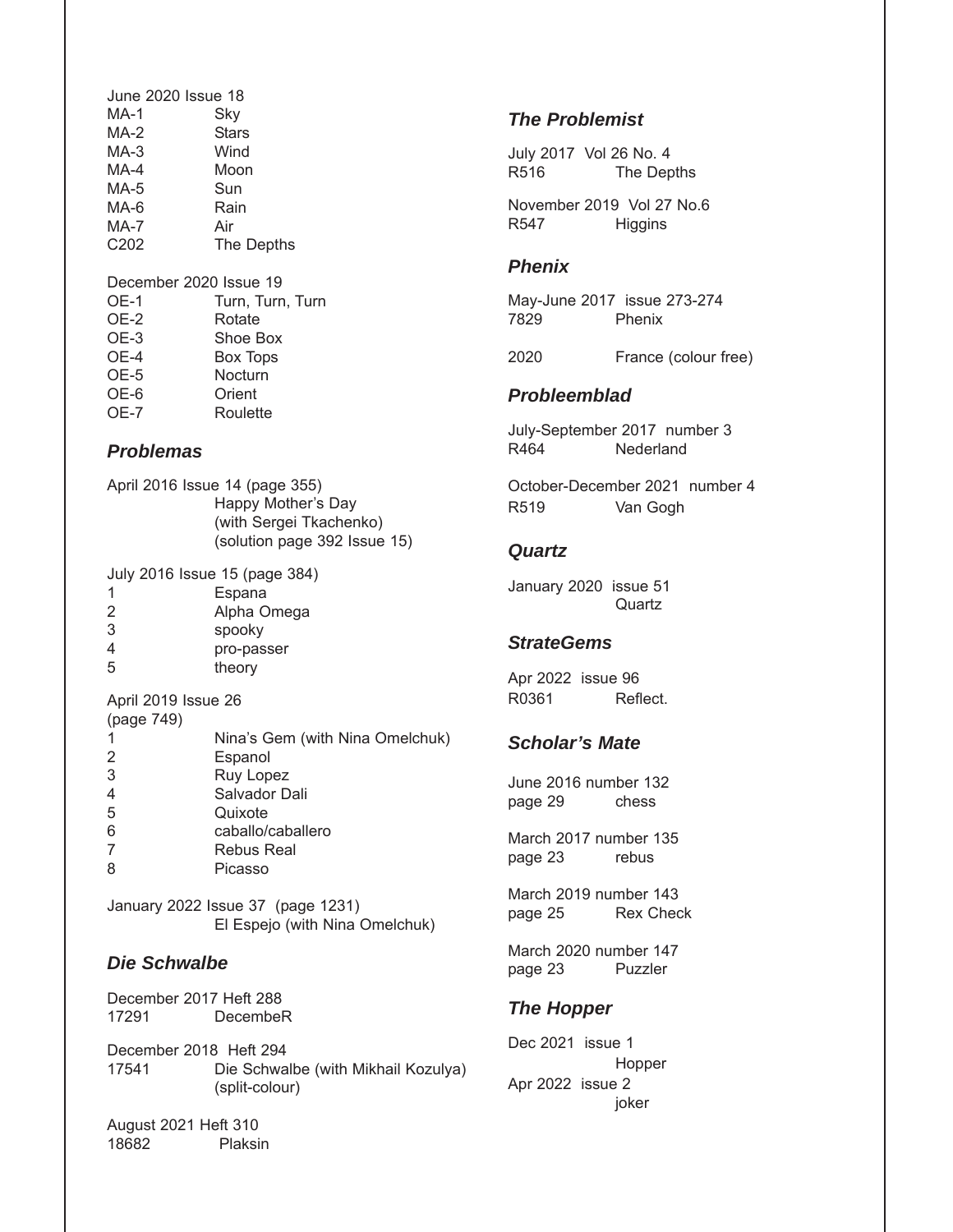June 2020 Issue 18

| | |
|---|---|
| MA-1 | Sky |
| MA-2 | Stars |
| MA-3 | Wind |
| MA-4 | Moon |
| MA-5 | Sun |
| MA-6 | Rain |
| MA-7 | Air |
| C202 | The Depths |

December 2020 Issue 19

| | |
|---|---|
| OE-1 | Turn, Turn, Turn |
| OE-2 | Rotate |
| OE-3 | Shoe Box |
| OE-4 | Box Tops |
| OE-5 | Nocturn |
| OE-6 | Orient |
| OE-7 | Roulette |

### *Problemas*

April 2016 Issue 14 (page 355)
Happy Mother's Day
(with Sergei Tkachenko)
(solution page 392 Issue 15)

July 2016 Issue 15 (page 384)

| | |
|---|---|
| 1 | Espana |
| 2 | Alpha Omega |
| 3 | spooky |
| 4 | pro-passer |
| 5 | theory |

April 2019 Issue 26
(page 749)

| | |
|---|---|
| 1 | Nina's Gem (with Nina Omelchuk) |
| 2 | Espanol |
| 3 | Ruy Lopez |
| 4 | Salvador Dali |
| 5 | Quixote |
| 6 | caballo/caballero |
| 7 | Rebus Real |
| 8 | Picasso |

January 2022 Issue 37 (page 1231)
El Espejo (with Nina Omelchuk)

### *Die Schwalbe*

December 2017 Heft 288
17291 DecembeR

December 2018 Heft 294
17541 Die Schwalbe (with Mikhail Kozulya) (split-colour)

August 2021 Heft 310
18682 Plaksin

### *The Problemist*

July 2017 Vol 26 No. 4
R516 The Depths

November 2019 Vol 27 No.6
R547 Higgins

### *Phenix*

May-June 2017 issue 273-274
7829 Phenix

2020 France (colour free)

### *Probleemblad*

July-September 2017 number 3
R464 Nederland

October-December 2021 number 4
R519 Van Gogh

### *Quartz*

January 2020 issue 51
Quartz

### *StrateGems*

Apr 2022 issue 96
R0361 Reflect.

### *Scholar's Mate*

June 2016 number 132
page 29 chess

March 2017 number 135
page 23 rebus

March 2019 number 143
page 25 Rex Check

March 2020 number 147
page 23 Puzzler

### *The Hopper*

Dec 2021 issue 1
Hopper

Apr 2022 issue 2
joker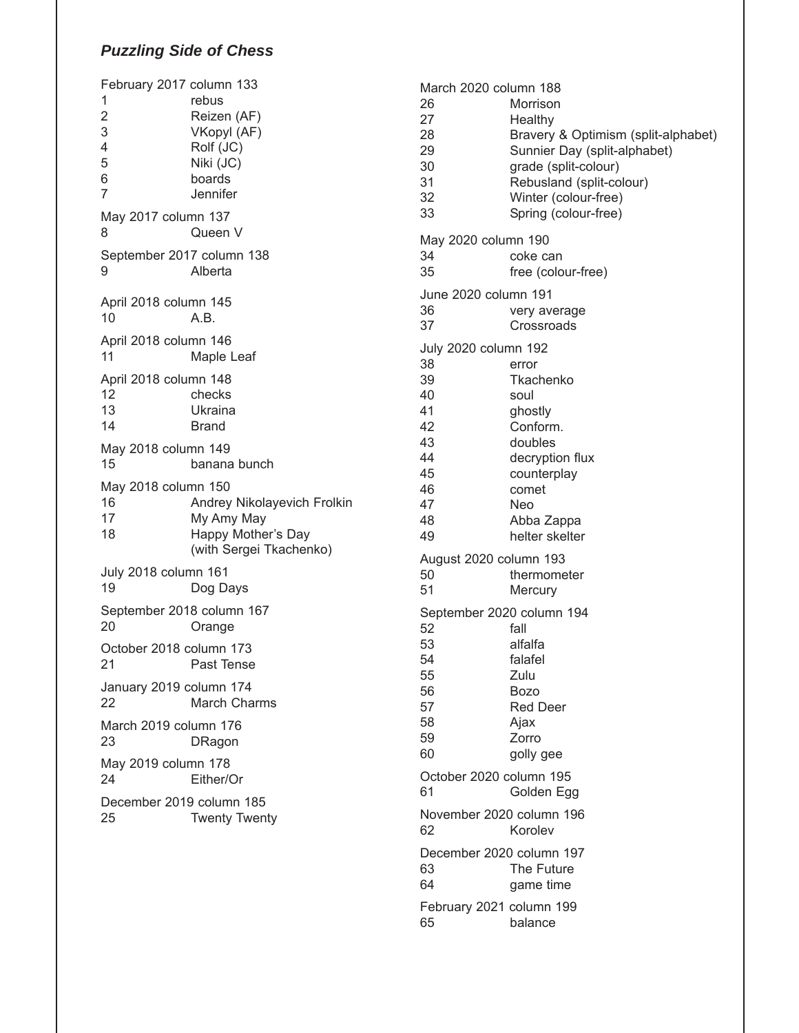## *Puzzling Side of Chess*

February 2017 column 133

| | |
|---|---|
| 1 | rebus |
| 2 | Reizen (AF) |
| 3 | VKopyl (AF) |
| 4 | Rolf (JC) |
| 5 | Niki (JC) |
| 6 | boards |
| 7 | Jennifer |

May 2017 column 137

| | |
|---|---|
| 8 | Queen V |

September 2017 column 138

| | |
|---|---|
| 9 | Alberta |

April 2018 column 145

| | |
|---|---|
| 10 | A.B. |

April 2018 column 146

| | |
|---|---|
| 11 | Maple Leaf |

April 2018 column 148

| | |
|---|---|
| 12 | checks |
| 13 | Ukraina |
| 14 | Brand |

May 2018 column 149

| | |
|---|---|
| 15 | banana bunch |

May 2018 column 150

| | |
|---|---|
| 16 | Andrey Nikolayevich Frolkin |
| 17 | My Amy May |
| 18 | Happy Mother's Day (with Sergei Tkachenko) |

July 2018 column 161

| | |
|---|---|
| 19 | Dog Days |

September 2018 column 167

| | |
|---|---|
| 20 | Orange |

October 2018 column 173

| | |
|---|---|
| 21 | Past Tense |

January 2019 column 174

| | |
|---|---|
| 22 | March Charms |

March 2019 column 176

| | |
|---|---|
| 23 | DRagon |

May 2019 column 178

| | |
|---|---|
| 24 | Either/Or |

December 2019 column 185

| | |
|---|---|
| 25 | Twenty Twenty |

March 2020 column 188

| | |
|---|---|
| 26 | Morrison |
| 27 | Healthy |
| 28 | Bravery & Optimism (split-alphabet) |
| 29 | Sunnier Day (split-alphabet) |
| 30 | grade (split-colour) |
| 31 | Rebusland (split-colour) |
| 32 | Winter (colour-free) |
| 33 | Spring (colour-free) |

May 2020 column 190

| | |
|---|---|
| 34 | coke can |
| 35 | free (colour-free) |

June 2020 column 191

| | |
|---|---|
| 36 | very average |
| 37 | Crossroads |

July 2020 column 192

| | |
|---|---|
| 38 | error |
| 39 | Tkachenko |
| 40 | soul |
| 41 | ghostly |
| 42 | Conform. |
| 43 | doubles |
| 44 | decryption flux |
| 45 | counterplay |
| 46 | comet |
| 47 | Neo |
| 48 | Abba Zappa |
| 49 | helter skelter |

August 2020 column 193

| | |
|---|---|
| 50 | thermometer |
| 51 | Mercury |

September 2020 column 194

| | |
|---|---|
| 52 | fall |
| 53 | alfalfa |
| 54 | falafel |
| 55 | Zulu |
| 56 | Bozo |
| 57 | Red Deer |
| 58 | Ajax |
| 59 | Zorro |
| 60 | golly gee |

October 2020 column 195

| | |
|---|---|
| 61 | Golden Egg |

November 2020 column 196

| | |
|---|---|
| 62 | Korolev |

December 2020 column 197

| | |
|---|---|
| 63 | The Future |
| 64 | game time |

February 2021 column 199

| | |
|---|---|
| 65 | balance |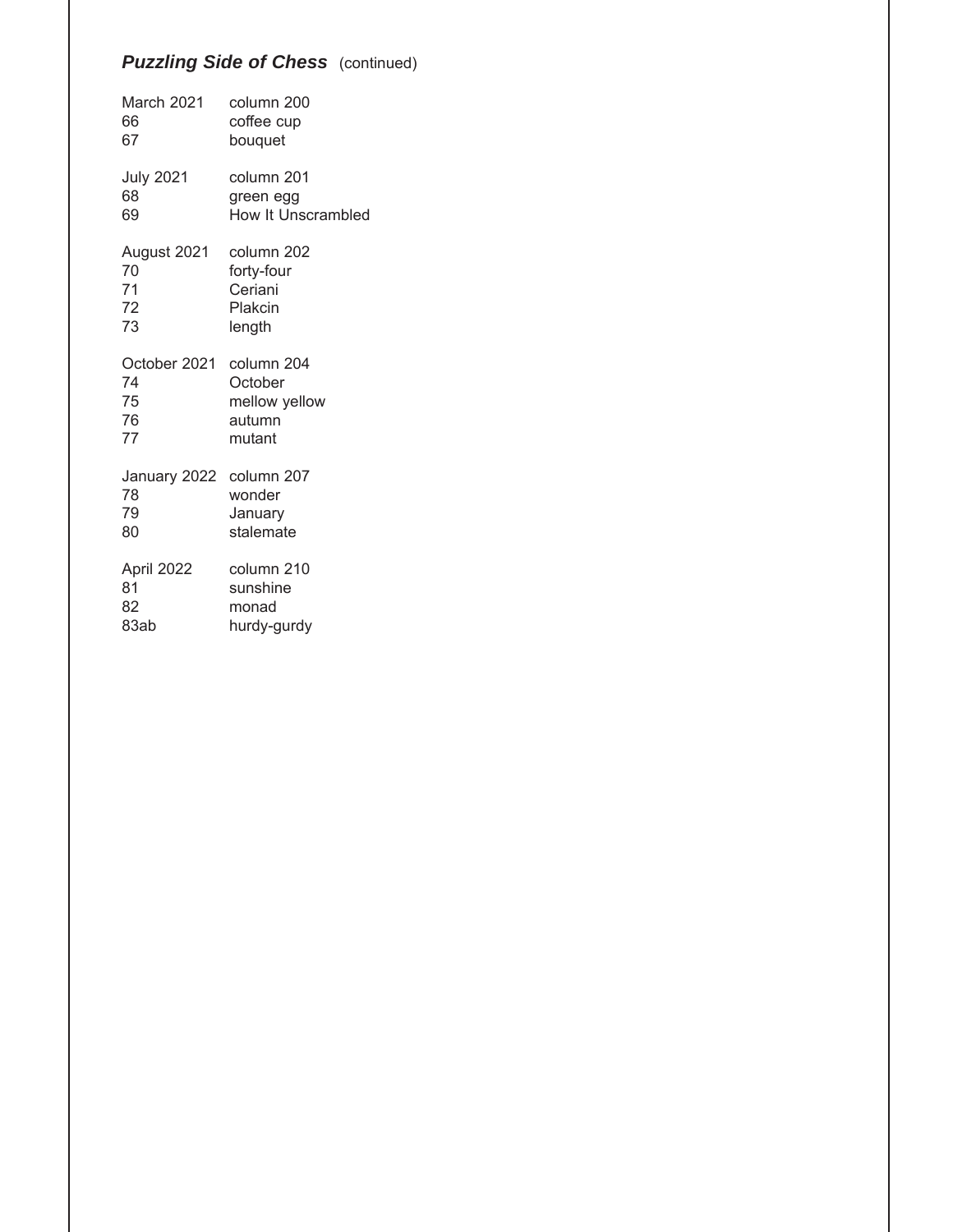***Puzzling Side of Chess*** (continued)

| | |
|---|---|
| March 2021 | column 200 |
| 66 | coffee cup |
| 67 | bouquet |
| | |
| July 2021 | column 201 |
| 68 | green egg |
| 69 | How It Unscrambled |
| | |
| August 2021 | column 202 |
| 70 | forty-four |
| 71 | Ceriani |
| 72 | Plakcin |
| 73 | length |
| | |
| October 2021 | column 204 |
| 74 | October |
| 75 | mellow yellow |
| 76 | autumn |
| 77 | mutant |
| | |
| January 2022 | column 207 |
| 78 | wonder |
| 79 | January |
| 80 | stalemate |
| | |
| April 2022 | column 210 |
| 81 | sunshine |
| 82 | monad |
| 83ab | hurdy-gurdy |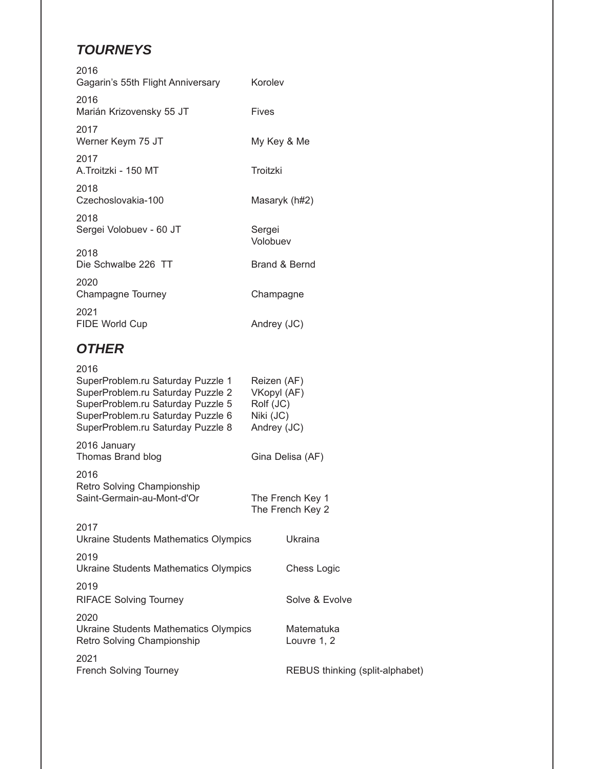## *TOURNEYS*

| | |
|---|---|
| 2016<br>Gagarin's 55th Flight Anniversary | Korolev |
| 2016<br>Marián Krizovensky 55 JT | Fives |
| 2017<br>Werner Keym 75 JT | My Key & Me |
| 2017<br>A.Troitzki - 150 MT | Troitzki |
| 2018<br>Czechoslovakia-100 | Masaryk (h#2) |
| 2018<br>Sergei Volobuev - 60 JT | Sergei Volobuev |
| 2018<br>Die Schwalbe 226 TT | Brand & Bernd |
| 2020<br>Champagne Tourney | Champagne |
| 2021<br>FIDE World Cup | Andrey (JC) |

## *OTHER*

| | |
|---|---|
| 2016<br>SuperProblem.ru Saturday Puzzle 1<br>SuperProblem.ru Saturday Puzzle 2<br>SuperProblem.ru Saturday Puzzle 5<br>SuperProblem.ru Saturday Puzzle 6<br>SuperProblem.ru Saturday Puzzle 8 | <br>Reizen (AF)<br>VKopyl (AF)<br>Rolf (JC)<br>Niki (JC)<br>Andrey (JC) |
| 2016 January<br>Thomas Brand blog | Gina Delisa (AF) |
| 2016<br>Retro Solving Championship<br>Saint-Germain-au-Mont-d'Or | <br><br>The French Key 1<br>The French Key 2 |
| 2017<br>Ukraine Students Mathematics Olympics | Ukraina |
| 2019<br>Ukraine Students Mathematics Olympics | Chess Logic |
| 2019<br>RIFACE Solving Tourney | Solve & Evolve |
| 2020<br>Ukraine Students Mathematics Olympics<br>Retro Solving Championship | <br>Matematuka<br>Louvre 1, 2 |
| 2021<br>French Solving Tourney | REBUS thinking (split-alphabet) |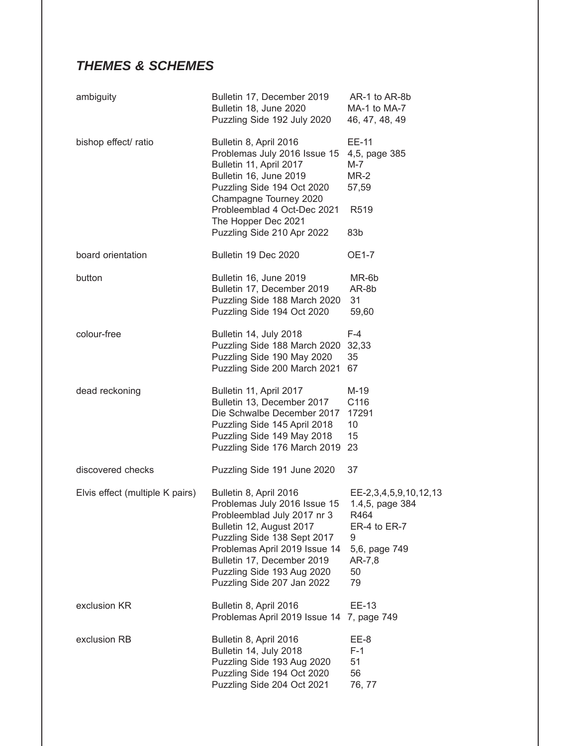## *THEMES & SCHEMES*

| | | |
|---|---|---|
| ambiguity | Bulletin 17, December 2019 | AR-1 to AR-8b |
| | Bulletin 18, June 2020 | MA-1 to MA-7 |
| | Puzzling Side 192 July 2020 | 46, 47, 48, 49 |
| bishop effect/ ratio | Bulletin 8, April 2016 | EE-11 |
| | Problemas July 2016 Issue 15 | 4,5, page 385 |
| | Bulletin 11, April 2017 | M-7 |
| | Bulletin 16, June 2019 | MR-2 |
| | Puzzling Side 194 Oct 2020 | 57,59 |
| | Champagne Tourney 2020 | |
| | Probleemblad 4 Oct-Dec 2021 | R519 |
| | The Hopper Dec 2021 | |
| | Puzzling Side 210 Apr 2022 | 83b |
| board orientation | Bulletin 19 Dec 2020 | OE1-7 |
| button | Bulletin 16, June 2019 | MR-6b |
| | Bulletin 17, December 2019 | AR-8b |
| | Puzzling Side 188 March 2020 | 31 |
| | Puzzling Side 194 Oct 2020 | 59,60 |
| colour-free | Bulletin 14, July 2018 | F-4 |
| | Puzzling Side 188 March 2020 | 32,33 |
| | Puzzling Side 190 May 2020 | 35 |
| | Puzzling Side 200 March 2021 | 67 |
| dead reckoning | Bulletin 11, April 2017 | M-19 |
| | Bulletin 13, December 2017 | C116 |
| | Die Schwalbe December 2017 | 17291 |
| | Puzzling Side 145 April 2018 | 10 |
| | Puzzling Side 149 May 2018 | 15 |
| | Puzzling Side 176 March 2019 | 23 |
| discovered checks | Puzzling Side 191 June 2020 | 37 |
| Elvis effect (multiple K pairs) | Bulletin 8, April 2016 | EE-2,3,4,5,9,10,12,13 |
| | Problemas July 2016 Issue 15 | 1.4,5, page 384 |
| | Probleemblad July 2017 nr 3 | R464 |
| | Bulletin 12, August 2017 | ER-4 to ER-7 |
| | Puzzling Side 138 Sept 2017 | 9 |
| | Problemas April 2019 Issue 14 | 5,6, page 749 |
| | Bulletin 17, December 2019 | AR-7,8 |
| | Puzzling Side 193 Aug 2020 | 50 |
| | Puzzling Side 207 Jan 2022 | 79 |
| exclusion KR | Bulletin 8, April 2016 | EE-13 |
| | Problemas April 2019 Issue 14 | 7, page 749 |
| exclusion RB | Bulletin 8, April 2016 | EE-8 |
| | Bulletin 14, July 2018 | F-1 |
| | Puzzling Side 193 Aug 2020 | 51 |
| | Puzzling Side 194 Oct 2020 | 56 |
| | Puzzling Side 204 Oct 2021 | 76, 77 |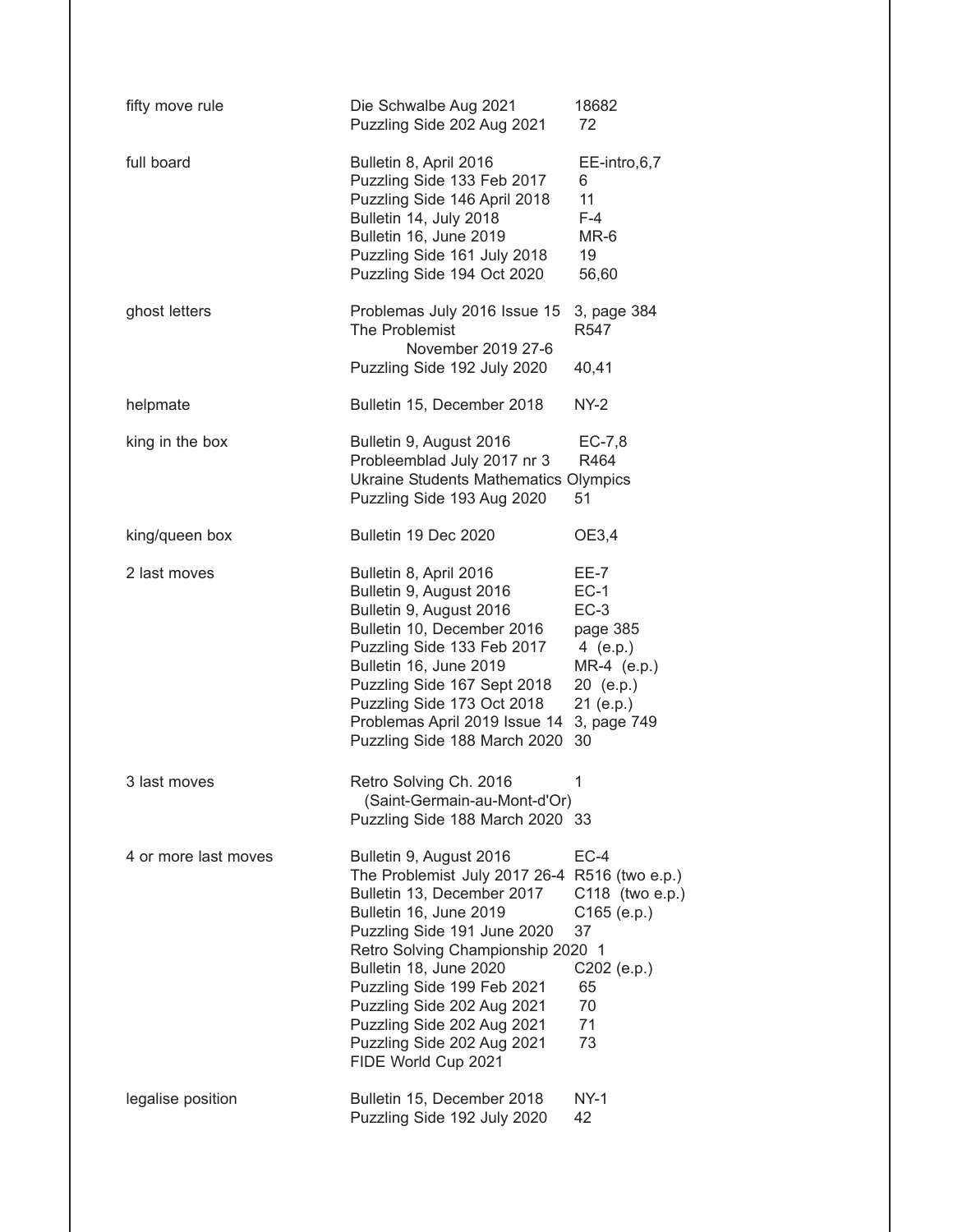| | | |
|---|---|---|
| fifty move rule | Die Schwalbe Aug 2021 | 18682 |
| | Puzzling Side 202 Aug 2021 | 72 |
| full board | Bulletin 8, April 2016 | EE-intro,6,7 |
| | Puzzling Side 133 Feb 2017 | 6 |
| | Puzzling Side 146 April 2018 | 11 |
| | Bulletin 14, July 2018 | F-4 |
| | Bulletin 16, June 2019 | MR-6 |
| | Puzzling Side 161 July 2018 | 19 |
| | Puzzling Side 194 Oct 2020 | 56,60 |
| ghost letters | Problemas July 2016 Issue 15 | 3, page 384 |
| | The Problemist November 2019 27-6 | R547 |
| | Puzzling Side 192 July 2020 | 40,41 |
| helpmate | Bulletin 15, December 2018 | NY-2 |
| king in the box | Bulletin 9, August 2016 | EC-7,8 |
| | Probleemblad July 2017 nr 3 | R464 |
| | Ukraine Students Mathematics Olympics | |
| | Puzzling Side 193 Aug 2020 | 51 |
| king/queen box | Bulletin 19 Dec 2020 | OE3,4 |
| 2 last moves | Bulletin 8, April 2016 | EE-7 |
| | Bulletin 9, August 2016 | EC-1 |
| | Bulletin 9, August 2016 | EC-3 |
| | Bulletin 10, December 2016 | page 385 |
| | Puzzling Side 133 Feb 2017 | 4 (e.p.) |
| | Bulletin 16, June 2019 | MR-4 (e.p.) |
| | Puzzling Side 167 Sept 2018 | 20 (e.p.) |
| | Puzzling Side 173 Oct 2018 | 21 (e.p.) |
| | Problemas April 2019 Issue 14 | 3, page 749 |
| | Puzzling Side 188 March 2020 | 30 |
| 3 last moves | Retro Solving Ch. 2016 (Saint-Germain-au-Mont-d'Or) | 1 |
| | Puzzling Side 188 March 2020 | 33 |
| 4 or more last moves | Bulletin 9, August 2016 | EC-4 |
| | The Problemist July 2017 26-4 | R516 (two e.p.) |
| | Bulletin 13, December 2017 | C118 (two e.p.) |
| | Bulletin 16, June 2019 | C165 (e.p.) |
| | Puzzling Side 191 June 2020 | 37 |
| | Retro Solving Championship 2020 | 1 |
| | Bulletin 18, June 2020 | C202 (e.p.) |
| | Puzzling Side 199 Feb 2021 | 65 |
| | Puzzling Side 202 Aug 2021 | 70 |
| | Puzzling Side 202 Aug 2021 | 71 |
| | Puzzling Side 202 Aug 2021 | 73 |
| | FIDE World Cup 2021 | |
| legalise position | Bulletin 15, December 2018 | NY-1 |
| | Puzzling Side 192 July 2020 | 42 |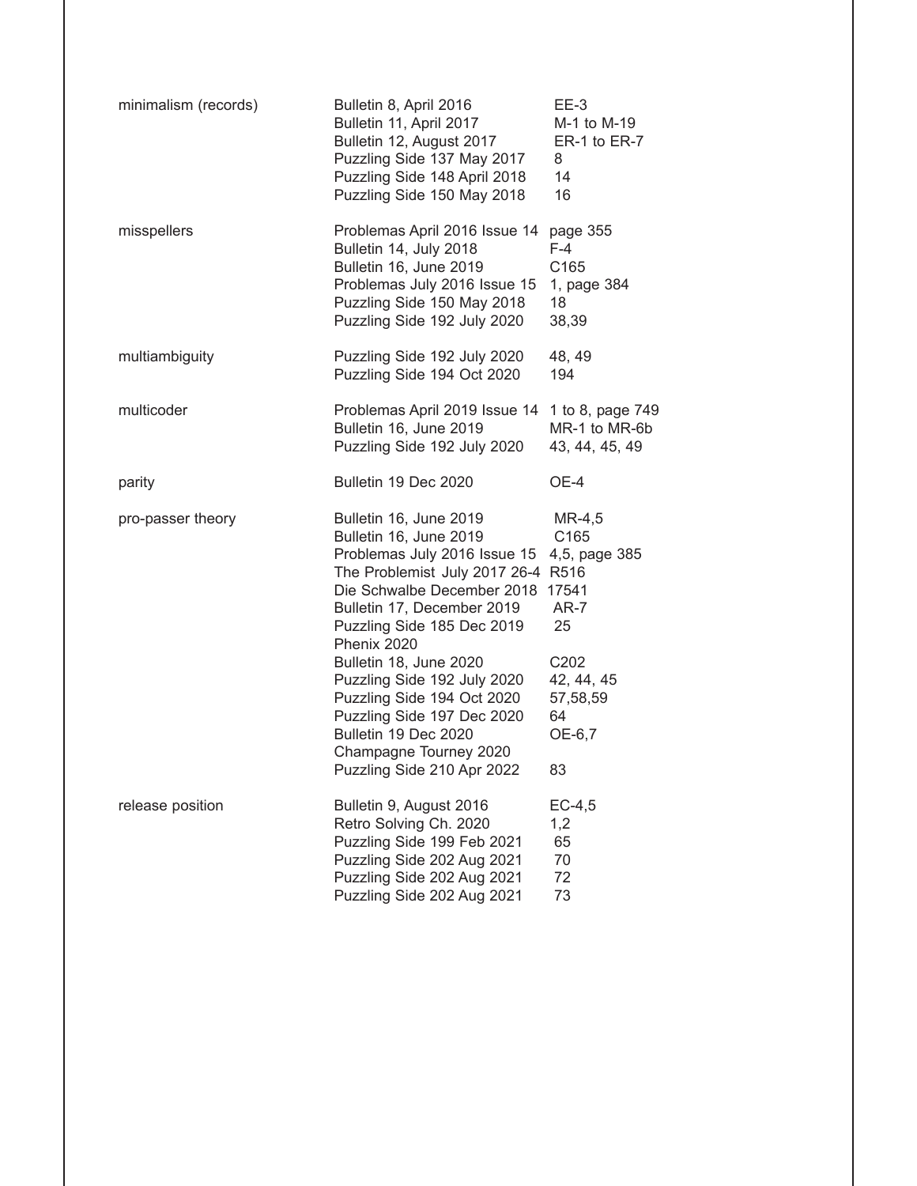| | | |
|---|---|---|
| minimalism (records) | Bulletin 8, April 2016 | EE-3 |
| | Bulletin 11, April 2017 | M-1 to M-19 |
| | Bulletin 12, August 2017 | ER-1 to ER-7 |
| | Puzzling Side 137 May 2017 | 8 |
| | Puzzling Side 148 April 2018 | 14 |
| | Puzzling Side 150 May 2018 | 16 |
| misspellers | Problemas April 2016 Issue 14 | page 355 |
| | Bulletin 14, July 2018 | F-4 |
| | Bulletin 16, June 2019 | C165 |
| | Problemas July 2016 Issue 15 | 1, page 384 |
| | Puzzling Side 150 May 2018 | 18 |
| | Puzzling Side 192 July 2020 | 38,39 |
| multiambiguity | Puzzling Side 192 July 2020 | 48, 49 |
| | Puzzling Side 194 Oct 2020 | 194 |
| multicoder | Problemas April 2019 Issue 14 | 1 to 8, page 749 |
| | Bulletin 16, June 2019 | MR-1 to MR-6b |
| | Puzzling Side 192 July 2020 | 43, 44, 45, 49 |
| parity | Bulletin 19 Dec 2020 | OE-4 |
| pro-passer theory | Bulletin 16, June 2019 | MR-4,5 |
| | Bulletin 16, June 2019 | C165 |
| | Problemas July 2016 Issue 15 | 4,5, page 385 |
| | The Problemist July 2017 26-4 | R516 |
| | Die Schwalbe December 2018 | 17541 |
| | Bulletin 17, December 2019 | AR-7 |
| | Puzzling Side 185 Dec 2019 | 25 |
| | Phenix 2020 | |
| | Bulletin 18, June 2020 | C202 |
| | Puzzling Side 192 July 2020 | 42, 44, 45 |
| | Puzzling Side 194 Oct 2020 | 57,58,59 |
| | Puzzling Side 197 Dec 2020 | 64 |
| | Bulletin 19 Dec 2020 | OE-6,7 |
| | Champagne Tourney 2020 | |
| | Puzzling Side 210 Apr 2022 | 83 |
| release position | Bulletin 9, August 2016 | EC-4,5 |
| | Retro Solving Ch. 2020 | 1,2 |
| | Puzzling Side 199 Feb 2021 | 65 |
| | Puzzling Side 202 Aug 2021 | 70 |
| | Puzzling Side 202 Aug 2021 | 72 |
| | Puzzling Side 202 Aug 2021 | 73 |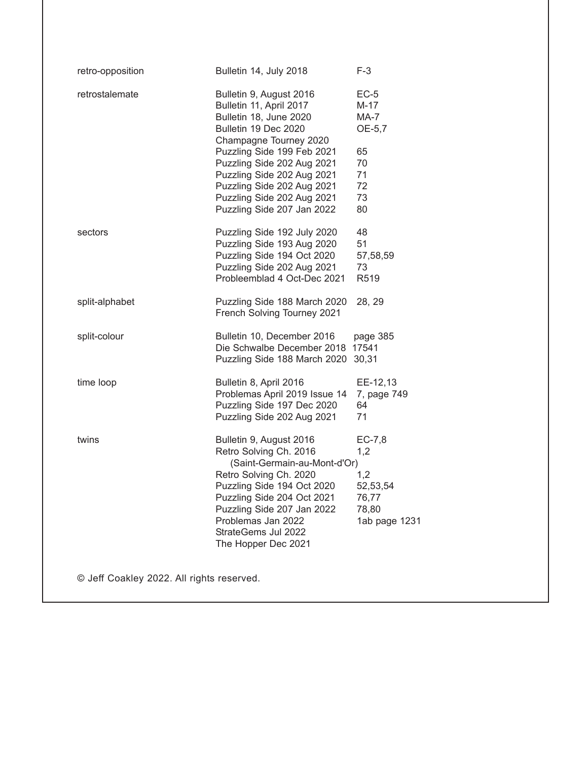| | | |
|---|---|---|
| retro-opposition | Bulletin 14, July 2018 | F-3 |
| retrostalemate | Bulletin 9, August 2016 | EC-5 |
| | Bulletin 11, April 2017 | M-17 |
| | Bulletin 18, June 2020 | MA-7 |
| | Bulletin 19 Dec 2020 | OE-5,7 |
| | Champagne Tourney 2020 | |
| | Puzzling Side 199 Feb 2021 | 65 |
| | Puzzling Side 202 Aug 2021 | 70 |
| | Puzzling Side 202 Aug 2021 | 71 |
| | Puzzling Side 202 Aug 2021 | 72 |
| | Puzzling Side 202 Aug 2021 | 73 |
| | Puzzling Side 207 Jan 2022 | 80 |
| sectors | Puzzling Side 192 July 2020 | 48 |
| | Puzzling Side 193 Aug 2020 | 51 |
| | Puzzling Side 194 Oct 2020 | 57,58,59 |
| | Puzzling Side 202 Aug 2021 | 73 |
| | Probleemblad 4 Oct-Dec 2021 | R519 |
| split-alphabet | Puzzling Side 188 March 2020 | 28, 29 |
| | French Solving Tourney 2021 | |
| split-colour | Bulletin 10, December 2016 | page 385 |
| | Die Schwalbe December 2018 | 17541 |
| | Puzzling Side 188 March 2020 | 30,31 |
| time loop | Bulletin 8, April 2016 | EE-12,13 |
| | Problemas April 2019 Issue 14 | 7, page 749 |
| | Puzzling Side 197 Dec 2020 | 64 |
| | Puzzling Side 202 Aug 2021 | 71 |
| twins | Bulletin 9, August 2016 | EC-7,8 |
| | Retro Solving Ch. 2016 (Saint-Germain-au-Mont-d'Or) | 1,2 |
| | Retro Solving Ch. 2020 | 1,2 |
| | Puzzling Side 194 Oct 2020 | 52,53,54 |
| | Puzzling Side 204 Oct 2021 | 76,77 |
| | Puzzling Side 207 Jan 2022 | 78,80 |
| | Problemas Jan 2022 | 1ab page 1231 |
| | StrateGems Jul 2022 | |
| | The Hopper Dec 2021 | |

© Jeff Coakley 2022. All rights reserved.